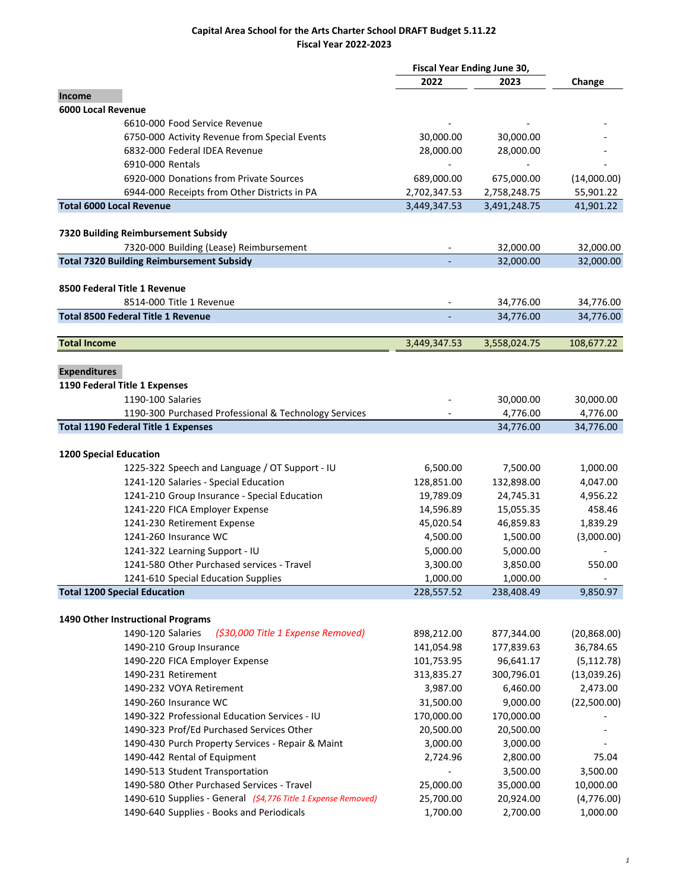**Capital Area School for the Arts Charter School DRAFT Budget 5.11.22**
**Fiscal Year 2022-2023**

| | Fiscal Year Ending June 30, 2022 | Fiscal Year Ending June 30, 2023 | Change |
|---|---|---|---|
| **Income** | | | |
| **6000 Local Revenue** | | | |
| 6610-000 Food Service Revenue | - | - | - |
| 6750-000 Activity Revenue from Special Events | 30,000.00 | 30,000.00 | - |
| 6832-000 Federal IDEA Revenue | 28,000.00 | 28,000.00 | - |
| 6910-000 Rentals | - | - | - |
| 6920-000 Donations from Private Sources | 689,000.00 | 675,000.00 | (14,000.00) |
| 6944-000 Receipts from Other Districts in PA | 2,702,347.53 | 2,758,248.75 | 55,901.22 |
| **Total 6000 Local Revenue** | 3,449,347.53 | 3,491,248.75 | 41,901.22 |
| | | | |
| **7320 Building Reimbursement Subsidy** | | | |
| 7320-000 Building (Lease) Reimbursement | - | 32,000.00 | 32,000.00 |
| **Total 7320 Building Reimbursement Subsidy** | - | 32,000.00 | 32,000.00 |
| | | | |
| **8500 Federal Title 1 Revenue** | | | |
| 8514-000 Title 1 Revenue | - | 34,776.00 | 34,776.00 |
| **Total 8500 Federal Title 1 Revenue** | - | 34,776.00 | 34,776.00 |
| | | | |
| **Total Income** | 3,449,347.53 | 3,558,024.75 | 108,677.22 |
| | | | |
| **Expenditures** | | | |
| **1190 Federal Title 1 Expenses** | | | |
| 1190-100 Salaries | - | 30,000.00 | 30,000.00 |
| 1190-300 Purchased Professional & Technology Services | - | 4,776.00 | 4,776.00 |
| **Total 1190 Federal Title 1 Expenses** | | 34,776.00 | 34,776.00 |
| | | | |
| **1200 Special Education** | | | |
| 1225-322 Speech and Language / OT Support - IU | 6,500.00 | 7,500.00 | 1,000.00 |
| 1241-120 Salaries - Special Education | 128,851.00 | 132,898.00 | 4,047.00 |
| 1241-210 Group Insurance - Special Education | 19,789.09 | 24,745.31 | 4,956.22 |
| 1241-220 FICA Employer Expense | 14,596.89 | 15,055.35 | 458.46 |
| 1241-230 Retirement Expense | 45,020.54 | 46,859.83 | 1,839.29 |
| 1241-260 Insurance WC | 4,500.00 | 1,500.00 | (3,000.00) |
| 1241-322 Learning Support - IU | 5,000.00 | 5,000.00 | - |
| 1241-580 Other Purchased services - Travel | 3,300.00 | 3,850.00 | 550.00 |
| 1241-610 Special Education Supplies | 1,000.00 | 1,000.00 | - |
| **Total 1200 Special Education** | 228,557.52 | 238,408.49 | 9,850.97 |
| | | | |
| **1490 Other Instructional Programs** | | | |
| 1490-120 Salaries *($30,000 Title 1 Expense Removed)* | 898,212.00 | 877,344.00 | (20,868.00) |
| 1490-210 Group Insurance | 141,054.98 | 177,839.63 | 36,784.65 |
| 1490-220 FICA Employer Expense | 101,753.95 | 96,641.17 | (5,112.78) |
| 1490-231 Retirement | 313,835.27 | 300,796.01 | (13,039.26) |
| 1490-232 VOYA Retirement | 3,987.00 | 6,460.00 | 2,473.00 |
| 1490-260 Insurance WC | 31,500.00 | 9,000.00 | (22,500.00) |
| 1490-322 Professional Education Services - IU | 170,000.00 | 170,000.00 | - |
| 1490-323 Prof/Ed Purchased Services Other | 20,500.00 | 20,500.00 | - |
| 1490-430 Purch Property Services - Repair & Maint | 3,000.00 | 3,000.00 | - |
| 1490-442 Rental of Equipment | 2,724.96 | 2,800.00 | 75.04 |
| 1490-513 Student Transportation | - | 3,500.00 | 3,500.00 |
| 1490-580 Other Purchased Services - Travel | 25,000.00 | 35,000.00 | 10,000.00 |
| 1490-610 Supplies - General *($4,776 Title 1 Expense Removed)* | 25,700.00 | 20,924.00 | (4,776.00) |
| 1490-640 Supplies - Books and Periodicals | 1,700.00 | 2,700.00 | 1,000.00 |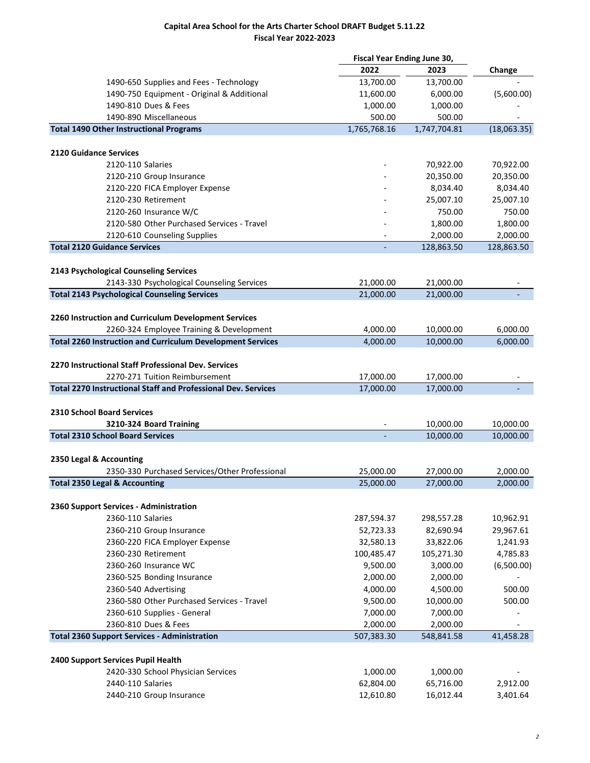**Capital Area School for the Arts Charter School DRAFT Budget 5.11.22**
**Fiscal Year 2022-2023**

| | Fiscal Year Ending June 30, | | |
|---|---|---|---|
| | 2022 | 2023 | Change |
| 1490-650 Supplies and Fees - Technology | 13,700.00 | 13,700.00 | - |
| 1490-750 Equipment - Original & Additional | 11,600.00 | 6,000.00 | (5,600.00) |
| 1490-810 Dues & Fees | 1,000.00 | 1,000.00 | - |
| 1490-890 Miscellaneous | 500.00 | 500.00 | - |
| **Total 1490 Other Instructional Programs** | 1,765,768.16 | 1,747,704.81 | (18,063.35) |
| | | | |
| **2120 Guidance Services** | | | |
| 2120-110 Salaries | - | 70,922.00 | 70,922.00 |
| 2120-210 Group Insurance | - | 20,350.00 | 20,350.00 |
| 2120-220 FICA Employer Expense | - | 8,034.40 | 8,034.40 |
| 2120-230 Retirement | - | 25,007.10 | 25,007.10 |
| 2120-260 Insurance W/C | - | 750.00 | 750.00 |
| 2120-580 Other Purchased Services - Travel | - | 1,800.00 | 1,800.00 |
| 2120-610 Counseling Supplies | - | 2,000.00 | 2,000.00 |
| **Total 2120 Guidance Services** | - | 128,863.50 | 128,863.50 |
| | | | |
| **2143 Psychological Counseling Services** | | | |
| 2143-330 Psychological Counseling Services | 21,000.00 | 21,000.00 | - |
| **Total 2143 Psychological Counseling Services** | 21,000.00 | 21,000.00 | - |
| | | | |
| **2260 Instruction and Curriculum Development Services** | | | |
| 2260-324 Employee Training & Development | 4,000.00 | 10,000.00 | 6,000.00 |
| **Total 2260 Instruction and Curriculum Development Services** | 4,000.00 | 10,000.00 | 6,000.00 |
| | | | |
| **2270 Instructional Staff Professional Dev. Services** | | | |
| 2270-271 Tuition Reimbursement | 17,000.00 | 17,000.00 | - |
| **Total 2270 Instructional Staff and Professional Dev. Services** | 17,000.00 | 17,000.00 | - |
| | | | |
| **2310 School Board Services** | | | |
| **3210-324 Board Training** | - | 10,000.00 | 10,000.00 |
| **Total 2310 School Board Services** | - | 10,000.00 | 10,000.00 |
| | | | |
| **2350 Legal & Accounting** | | | |
| 2350-330 Purchased Services/Other Professional | 25,000.00 | 27,000.00 | 2,000.00 |
| **Total 2350 Legal & Accounting** | 25,000.00 | 27,000.00 | 2,000.00 |
| | | | |
| **2360 Support Services - Administration** | | | |
| 2360-110 Salaries | 287,594.37 | 298,557.28 | 10,962.91 |
| 2360-210 Group Insurance | 52,723.33 | 82,690.94 | 29,967.61 |
| 2360-220 FICA Employer Expense | 32,580.13 | 33,822.06 | 1,241.93 |
| 2360-230 Retirement | 100,485.47 | 105,271.30 | 4,785.83 |
| 2360-260 Insurance WC | 9,500.00 | 3,000.00 | (6,500.00) |
| 2360-525 Bonding Insurance | 2,000.00 | 2,000.00 | - |
| 2360-540 Advertising | 4,000.00 | 4,500.00 | 500.00 |
| 2360-580 Other Purchased Services - Travel | 9,500.00 | 10,000.00 | 500.00 |
| 2360-610 Supplies - General | 7,000.00 | 7,000.00 | - |
| 2360-810 Dues & Fees | 2,000.00 | 2,000.00 | - |
| **Total 2360 Support Services - Administration** | 507,383.30 | 548,841.58 | 41,458.28 |
| | | | |
| **2400 Support Services Pupil Health** | | | |
| 2420-330 School Physician Services | 1,000.00 | 1,000.00 | - |
| 2440-110 Salaries | 62,804.00 | 65,716.00 | 2,912.00 |
| 2440-210 Group Insurance | 12,610.80 | 16,012.44 | 3,401.64 |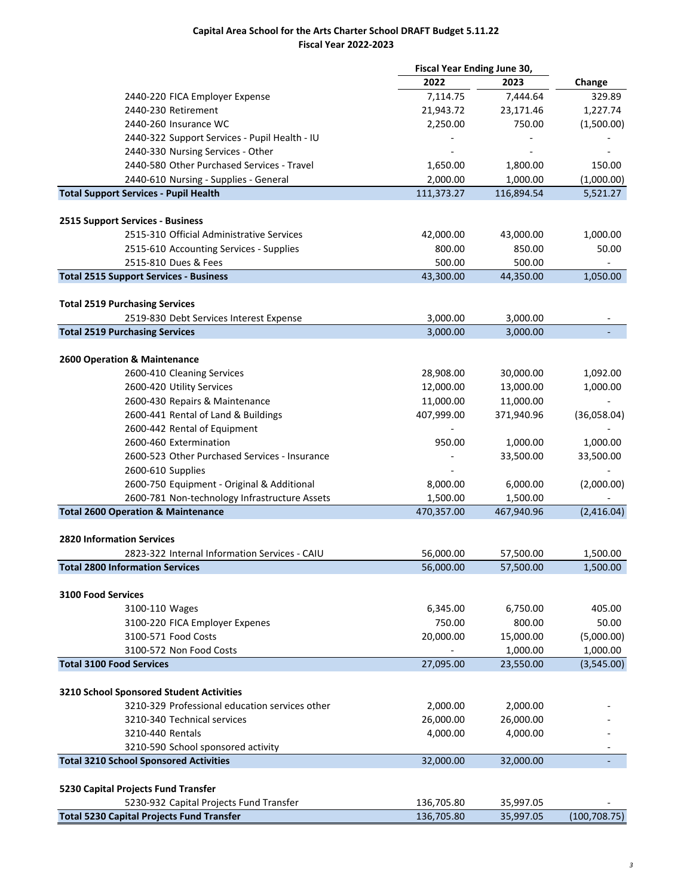**Capital Area School for the Arts Charter School DRAFT Budget 5.11.22**
**Fiscal Year 2022-2023**

| | Fiscal Year Ending June 30, | | |
|---|---|---|---|
| | **2022** | **2023** | **Change** |
| 2440-220 FICA Employer Expense | 7,114.75 | 7,444.64 | 329.89 |
| 2440-230 Retirement | 21,943.72 | 23,171.46 | 1,227.74 |
| 2440-260 Insurance WC | 2,250.00 | 750.00 | (1,500.00) |
| 2440-322 Support Services - Pupil Health - IU | - | - | - |
| 2440-330 Nursing Services - Other | - | - | - |
| 2440-580 Other Purchased Services - Travel | 1,650.00 | 1,800.00 | 150.00 |
| 2440-610 Nursing - Supplies - General | 2,000.00 | 1,000.00 | (1,000.00) |
| **Total Support Services - Pupil Health** | 111,373.27 | 116,894.54 | 5,521.27 |
| | | | |
| **2515 Support Services - Business** | | | |
| 2515-310 Official Administrative Services | 42,000.00 | 43,000.00 | 1,000.00 |
| 2515-610 Accounting Services - Supplies | 800.00 | 850.00 | 50.00 |
| 2515-810 Dues & Fees | 500.00 | 500.00 | - |
| **Total 2515 Support Services - Business** | 43,300.00 | 44,350.00 | 1,050.00 |
| | | | |
| **Total 2519 Purchasing Services** | | | |
| 2519-830 Debt Services Interest Expense | 3,000.00 | 3,000.00 | - |
| **Total 2519 Purchasing Services** | 3,000.00 | 3,000.00 | - |
| | | | |
| **2600 Operation & Maintenance** | | | |
| 2600-410 Cleaning Services | 28,908.00 | 30,000.00 | 1,092.00 |
| 2600-420 Utility Services | 12,000.00 | 13,000.00 | 1,000.00 |
| 2600-430 Repairs & Maintenance | 11,000.00 | 11,000.00 | - |
| 2600-441 Rental of Land & Buildings | 407,999.00 | 371,940.96 | (36,058.04) |
| 2600-442 Rental of Equipment | - | | - |
| 2600-460 Extermination | 950.00 | 1,000.00 | 1,000.00 |
| 2600-523 Other Purchased Services - Insurance | - | 33,500.00 | 33,500.00 |
| 2600-610 Supplies | - | | - |
| 2600-750 Equipment - Original & Additional | 8,000.00 | 6,000.00 | (2,000.00) |
| 2600-781 Non-technology Infrastructure Assets | 1,500.00 | 1,500.00 | - |
| **Total 2600 Operation & Maintenance** | 470,357.00 | 467,940.96 | (2,416.04) |
| | | | |
| **2820 Information Services** | | | |
| 2823-322 Internal Information Services - CAIU | 56,000.00 | 57,500.00 | 1,500.00 |
| **Total 2800 Information Services** | 56,000.00 | 57,500.00 | 1,500.00 |
| | | | |
| **3100 Food Services** | | | |
| 3100-110 Wages | 6,345.00 | 6,750.00 | 405.00 |
| 3100-220 FICA Employer Expenes | 750.00 | 800.00 | 50.00 |
| 3100-571 Food Costs | 20,000.00 | 15,000.00 | (5,000.00) |
| 3100-572 Non Food Costs | - | 1,000.00 | 1,000.00 |
| **Total 3100 Food Services** | 27,095.00 | 23,550.00 | (3,545.00) |
| | | | |
| **3210 School Sponsored Student Activities** | | | |
| 3210-329 Professional education services other | 2,000.00 | 2,000.00 | - |
| 3210-340 Technical services | 26,000.00 | 26,000.00 | - |
| 3210-440 Rentals | 4,000.00 | 4,000.00 | - |
| 3210-590 School sponsored activity | | | - |
| **Total 3210 School Sponsored Activities** | 32,000.00 | 32,000.00 | - |
| | | | |
| **5230 Capital Projects Fund Transfer** | | | |
| 5230-932 Capital Projects Fund Transfer | 136,705.80 | 35,997.05 | - |
| **Total 5230 Capital Projects Fund Transfer** | 136,705.80 | 35,997.05 | (100,708.75) |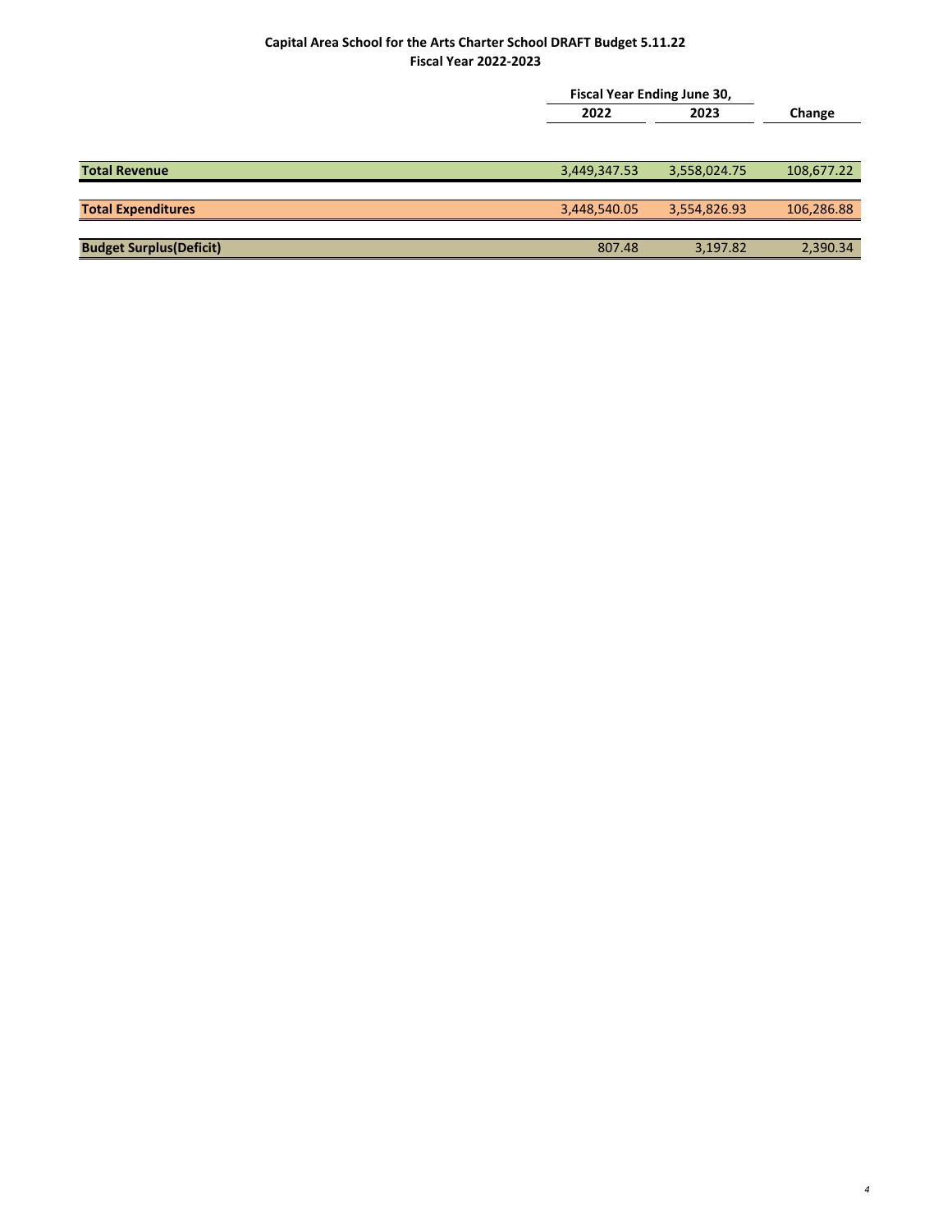**Capital Area School for the Arts Charter School DRAFT Budget 5.11.22**
**Fiscal Year 2022-2023**

| | Fiscal Year Ending June 30, | | |
|---|---|---|---|
| | **2022** | **2023** | **Change** |
| **Total Revenue** | 3,449,347.53 | 3,558,024.75 | 108,677.22 |
| **Total Expenditures** | 3,448,540.05 | 3,554,826.93 | 106,286.88 |
| **Budget Surplus(Deficit)** | 807.48 | 3,197.82 | 2,390.34 |